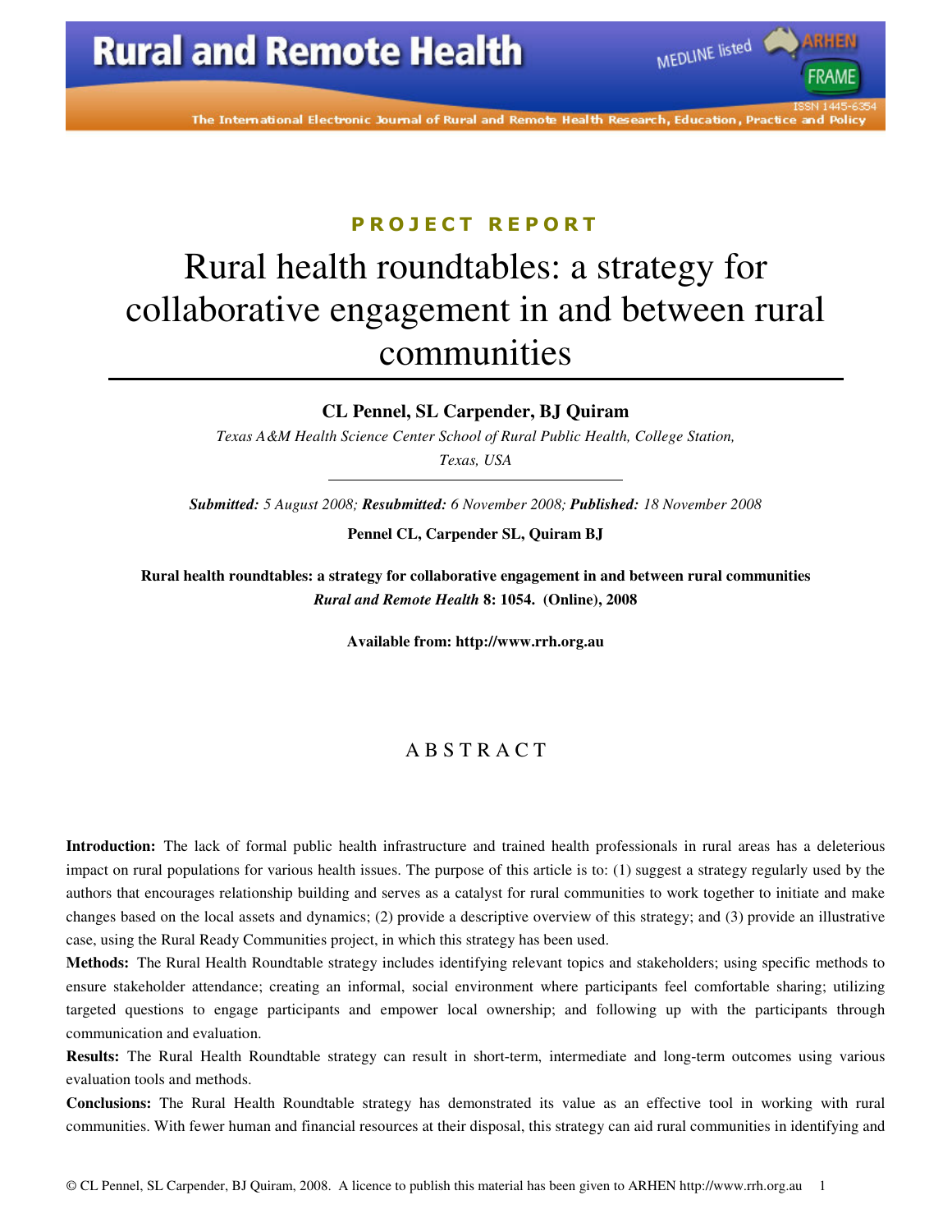PROJECT REPORT

# Rural health roundtables: a strategy for collaborative engagement in and between rural communities

**CL Pennel, SL Carpender, BJ Quiram**

*Texas A&M Health Science Center School of Rural Public Health, College Station, Texas, USA*

***Submitted:*** *5 August 2008;* ***Resubmitted:*** *6 November 2008;* ***Published:*** *18 November 2008*

**Pennel CL, Carpender SL, Quiram BJ**

**Rural health roundtables: a strategy for collaborative engagement in and between rural communities**
***Rural and Remote Health*** **8: 1054. (Online), 2008**

**Available from: http://www.rrh.org.au**

## ABSTRACT

**Introduction:** The lack of formal public health infrastructure and trained health professionals in rural areas has a deleterious impact on rural populations for various health issues. The purpose of this article is to: (1) suggest a strategy regularly used by the authors that encourages relationship building and serves as a catalyst for rural communities to work together to initiate and make changes based on the local assets and dynamics; (2) provide a descriptive overview of this strategy; and (3) provide an illustrative case, using the Rural Ready Communities project, in which this strategy has been used.

**Methods:** The Rural Health Roundtable strategy includes identifying relevant topics and stakeholders; using specific methods to ensure stakeholder attendance; creating an informal, social environment where participants feel comfortable sharing; utilizing targeted questions to engage participants and empower local ownership; and following up with the participants through communication and evaluation.

**Results:** The Rural Health Roundtable strategy can result in short-term, intermediate and long-term outcomes using various evaluation tools and methods.

**Conclusions:** The Rural Health Roundtable strategy has demonstrated its value as an effective tool in working with rural communities. With fewer human and financial resources at their disposal, this strategy can aid rural communities in identifying and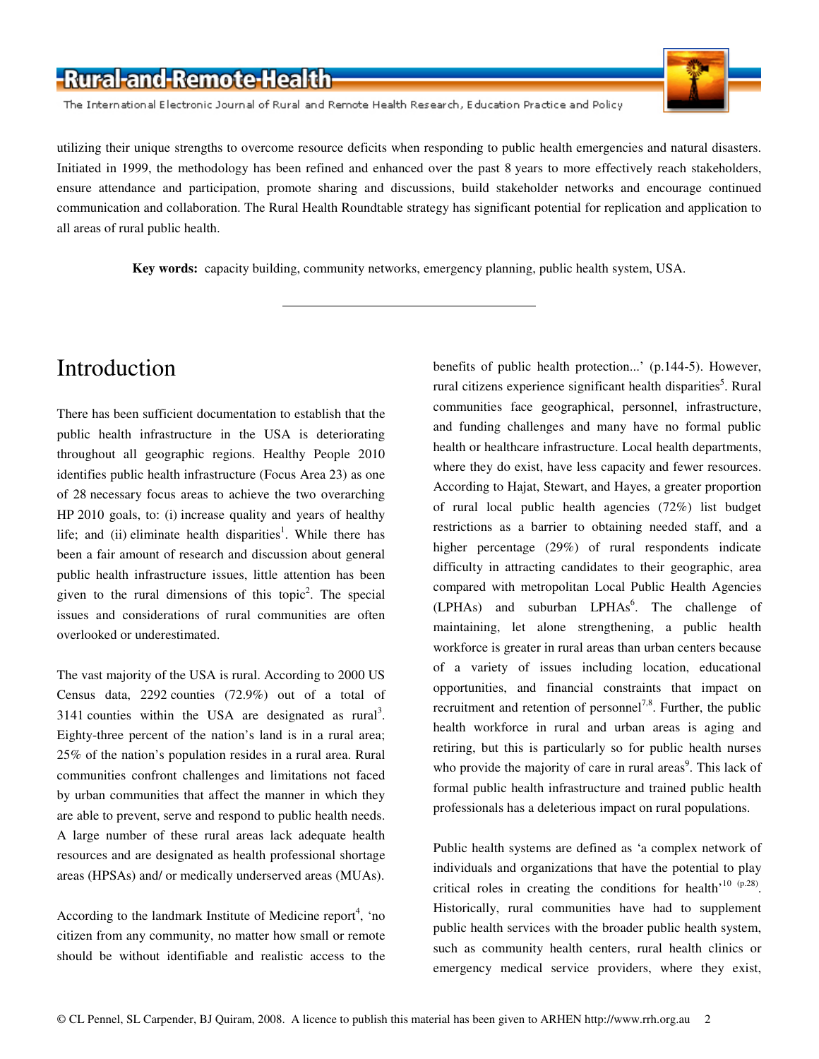utilizing their unique strengths to overcome resource deficits when responding to public health emergencies and natural disasters. Initiated in 1999, the methodology has been refined and enhanced over the past 8 years to more effectively reach stakeholders, ensure attendance and participation, promote sharing and discussions, build stakeholder networks and encourage continued communication and collaboration. The Rural Health Roundtable strategy has significant potential for replication and application to all areas of rural public health.

**Key words:** capacity building, community networks, emergency planning, public health system, USA.

---

# Introduction

There has been sufficient documentation to establish that the public health infrastructure in the USA is deteriorating throughout all geographic regions. Healthy People 2010 identifies public health infrastructure (Focus Area 23) as one of 28 necessary focus areas to achieve the two overarching HP 2010 goals, to: (i) increase quality and years of healthy life; and (ii) eliminate health disparities[1]. While there has been a fair amount of research and discussion about general public health infrastructure issues, little attention has been given to the rural dimensions of this topic[2]. The special issues and considerations of rural communities are often overlooked or underestimated.

The vast majority of the USA is rural. According to 2000 US Census data, 2292 counties (72.9%) out of a total of 3141 counties within the USA are designated as rural[3]. Eighty-three percent of the nation's land is in a rural area; 25% of the nation's population resides in a rural area. Rural communities confront challenges and limitations not faced by urban communities that affect the manner in which they are able to prevent, serve and respond to public health needs. A large number of these rural areas lack adequate health resources and are designated as health professional shortage areas (HPSAs) and/ or medically underserved areas (MUAs).

According to the landmark Institute of Medicine report[4], 'no citizen from any community, no matter how small or remote should be without identifiable and realistic access to the benefits of public health protection...' (p.144-5). However, rural citizens experience significant health disparities[5]. Rural communities face geographical, personnel, infrastructure, and funding challenges and many have no formal public health or healthcare infrastructure. Local health departments, where they do exist, have less capacity and fewer resources. According to Hajat, Stewart, and Hayes, a greater proportion of rural local public health agencies (72%) list budget restrictions as a barrier to obtaining needed staff, and a higher percentage (29%) of rural respondents indicate difficulty in attracting candidates to their geographic, area compared with metropolitan Local Public Health Agencies (LPHAs) and suburban LPHAs[6]. The challenge of maintaining, let alone strengthening, a public health workforce is greater in rural areas than urban centers because of a variety of issues including location, educational opportunities, and financial constraints that impact on recruitment and retention of personnel[7,8]. Further, the public health workforce in rural and urban areas is aging and retiring, but this is particularly so for public health nurses who provide the majority of care in rural areas[9]. This lack of formal public health infrastructure and trained public health professionals has a deleterious impact on rural populations.

Public health systems are defined as 'a complex network of individuals and organizations that have the potential to play critical roles in creating the conditions for health'[10 (p.28)]. Historically, rural communities have had to supplement public health services with the broader public health system, such as community health centers, rural health clinics or emergency medical service providers, where they exist,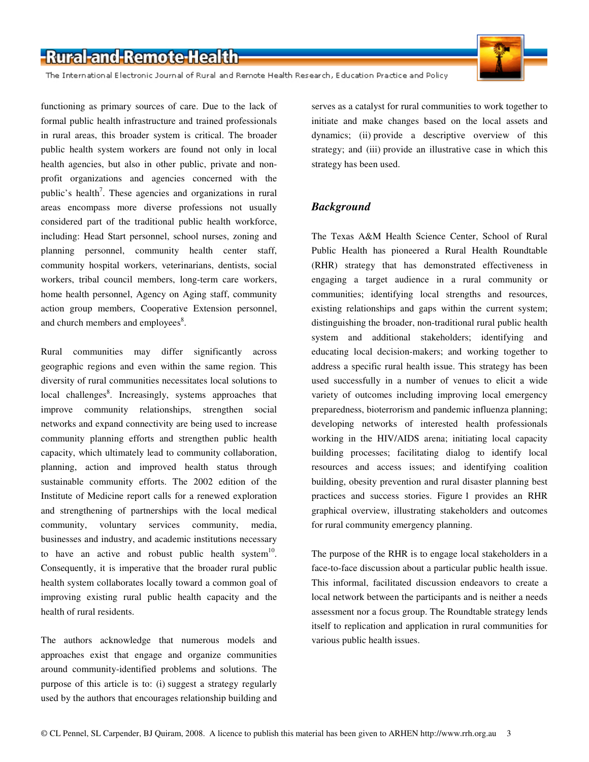functioning as primary sources of care. Due to the lack of formal public health infrastructure and trained professionals in rural areas, this broader system is critical. The broader public health system workers are found not only in local health agencies, but also in other public, private and non-profit organizations and agencies concerned with the public's health[7]. These agencies and organizations in rural areas encompass more diverse professions not usually considered part of the traditional public health workforce, including: Head Start personnel, school nurses, zoning and planning personnel, community health center staff, community hospital workers, veterinarians, dentists, social workers, tribal council members, long-term care workers, home health personnel, Agency on Aging staff, community action group members, Cooperative Extension personnel, and church members and employees[8].

Rural communities may differ significantly across geographic regions and even within the same region. This diversity of rural communities necessitates local solutions to local challenges[8]. Increasingly, systems approaches that improve community relationships, strengthen social networks and expand connectivity are being used to increase community planning efforts and strengthen public health capacity, which ultimately lead to community collaboration, planning, action and improved health status through sustainable community efforts. The 2002 edition of the Institute of Medicine report calls for a renewed exploration and strengthening of partnerships with the local medical community, voluntary services community, media, businesses and industry, and academic institutions necessary to have an active and robust public health system[10]. Consequently, it is imperative that the broader rural public health system collaborates locally toward a common goal of improving existing rural public health capacity and the health of rural residents.

The authors acknowledge that numerous models and approaches exist that engage and organize communities around community-identified problems and solutions. The purpose of this article is to: (i) suggest a strategy regularly used by the authors that encourages relationship building and serves as a catalyst for rural communities to work together to initiate and make changes based on the local assets and dynamics; (ii) provide a descriptive overview of this strategy; and (iii) provide an illustrative case in which this strategy has been used.

## *Background*

The Texas A&M Health Science Center, School of Rural Public Health has pioneered a Rural Health Roundtable (RHR) strategy that has demonstrated effectiveness in engaging a target audience in a rural community or communities; identifying local strengths and resources, existing relationships and gaps within the current system; distinguishing the broader, non-traditional rural public health system and additional stakeholders; identifying and educating local decision-makers; and working together to address a specific rural health issue. This strategy has been used successfully in a number of venues to elicit a wide variety of outcomes including improving local emergency preparedness, bioterrorism and pandemic influenza planning; developing networks of interested health professionals working in the HIV/AIDS arena; initiating local capacity building processes; facilitating dialog to identify local resources and access issues; and identifying coalition building, obesity prevention and rural disaster planning best practices and success stories. Figure 1 provides an RHR graphical overview, illustrating stakeholders and outcomes for rural community emergency planning.

The purpose of the RHR is to engage local stakeholders in a face-to-face discussion about a particular public health issue. This informal, facilitated discussion endeavors to create a local network between the participants and is neither a needs assessment nor a focus group. The Roundtable strategy lends itself to replication and application in rural communities for various public health issues.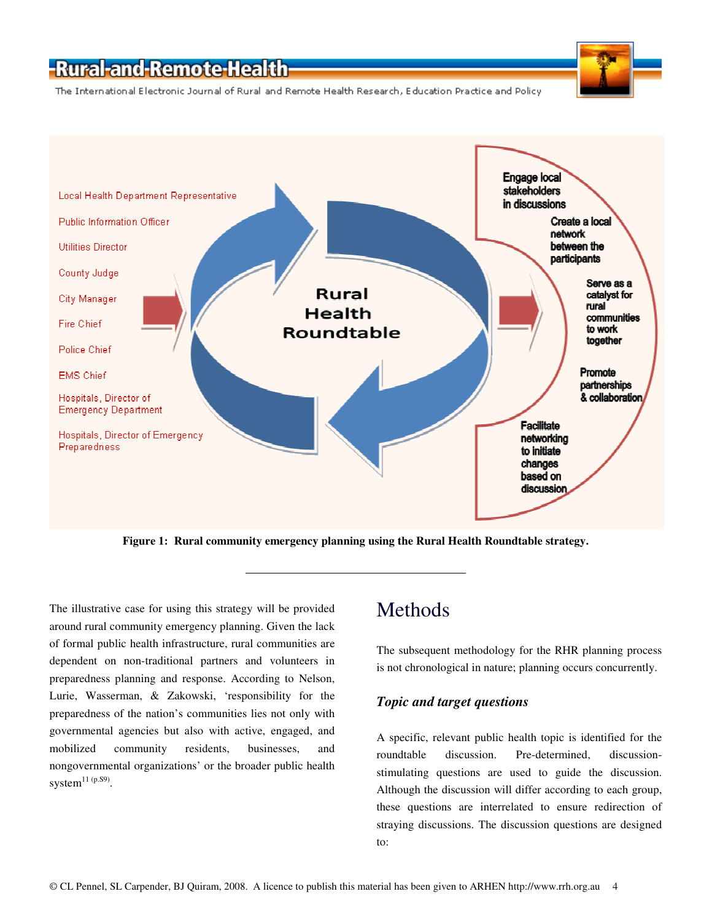Local Health Department Representative

Public Information Officer

Utilities Director

County Judge

City Manager

Fire Chief

Police Chief

EMS Chief

Hospitals, Director of Emergency Department

Hospitals, Director of Emergency Preparedness

**Rural Health Roundtable**

Engage local stakeholders in discussions

Create a local network between the participants

Serve as a catalyst for rural communities to work together

Promote partnerships & collaboration

Facilitate networking to initiate changes based on discussion

**Figure 1: Rural community emergency planning using the Rural Health Roundtable strategy.**

---

The illustrative case for using this strategy will be provided around rural community emergency planning. Given the lack of formal public health infrastructure, rural communities are dependent on non-traditional partners and volunteers in preparedness planning and response. According to Nelson, Lurie, Wasserman, & Zakowski, 'responsibility for the preparedness of the nation's communities lies not only with governmental agencies but also with active, engaged, and mobilized community residents, businesses, and nongovernmental organizations' or the broader public health system[11 (p.S9)].

# Methods

The subsequent methodology for the RHR planning process is not chronological in nature; planning occurs concurrently.

### *Topic and target questions*

A specific, relevant public health topic is identified for the roundtable discussion. Pre-determined, discussion-stimulating questions are used to guide the discussion. Although the discussion will differ according to each group, these questions are interrelated to ensure redirection of straying discussions. The discussion questions are designed to: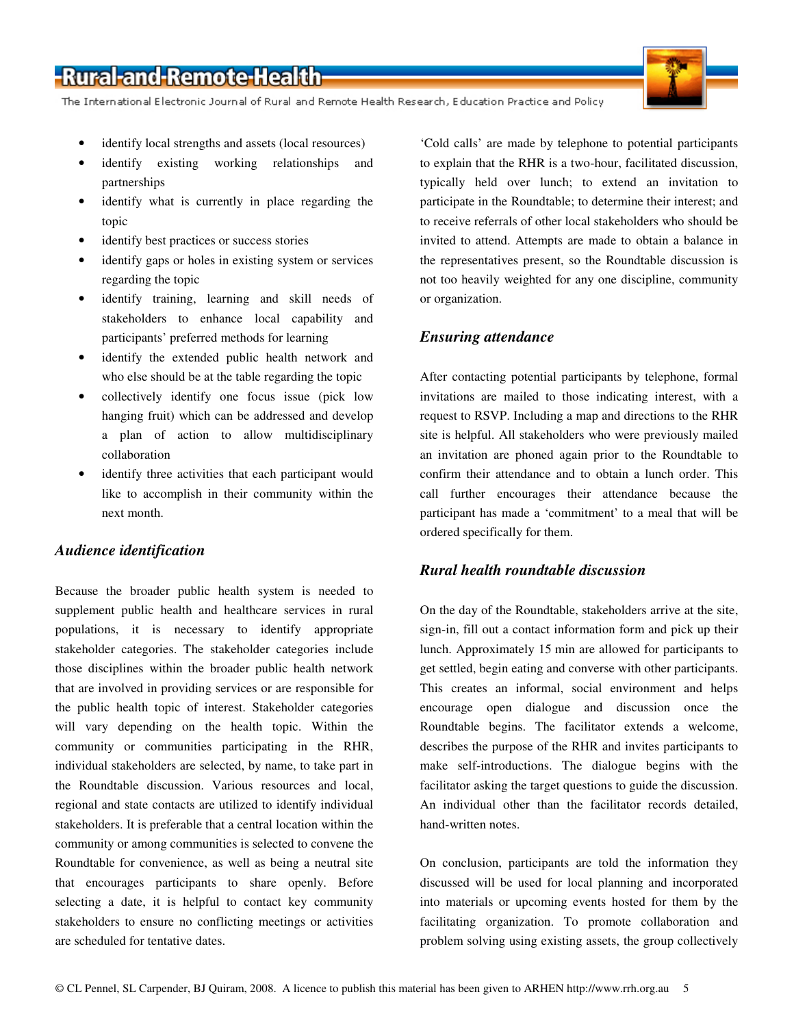- identify local strengths and assets (local resources)
- identify existing working relationships and partnerships
- identify what is currently in place regarding the topic
- identify best practices or success stories
- identify gaps or holes in existing system or services regarding the topic
- identify training, learning and skill needs of stakeholders to enhance local capability and participants' preferred methods for learning
- identify the extended public health network and who else should be at the table regarding the topic
- collectively identify one focus issue (pick low hanging fruit) which can be addressed and develop a plan of action to allow multidisciplinary collaboration
- identify three activities that each participant would like to accomplish in their community within the next month.

### *Audience identification*

Because the broader public health system is needed to supplement public health and healthcare services in rural populations, it is necessary to identify appropriate stakeholder categories. The stakeholder categories include those disciplines within the broader public health network that are involved in providing services or are responsible for the public health topic of interest. Stakeholder categories will vary depending on the health topic. Within the community or communities participating in the RHR, individual stakeholders are selected, by name, to take part in the Roundtable discussion. Various resources and local, regional and state contacts are utilized to identify individual stakeholders. It is preferable that a central location within the community or among communities is selected to convene the Roundtable for convenience, as well as being a neutral site that encourages participants to share openly. Before selecting a date, it is helpful to contact key community stakeholders to ensure no conflicting meetings or activities are scheduled for tentative dates.

'Cold calls' are made by telephone to potential participants to explain that the RHR is a two-hour, facilitated discussion, typically held over lunch; to extend an invitation to participate in the Roundtable; to determine their interest; and to receive referrals of other local stakeholders who should be invited to attend. Attempts are made to obtain a balance in the representatives present, so the Roundtable discussion is not too heavily weighted for any one discipline, community or organization.

### *Ensuring attendance*

After contacting potential participants by telephone, formal invitations are mailed to those indicating interest, with a request to RSVP. Including a map and directions to the RHR site is helpful. All stakeholders who were previously mailed an invitation are phoned again prior to the Roundtable to confirm their attendance and to obtain a lunch order. This call further encourages their attendance because the participant has made a 'commitment' to a meal that will be ordered specifically for them.

### *Rural health roundtable discussion*

On the day of the Roundtable, stakeholders arrive at the site, sign-in, fill out a contact information form and pick up their lunch. Approximately 15 min are allowed for participants to get settled, begin eating and converse with other participants. This creates an informal, social environment and helps encourage open dialogue and discussion once the Roundtable begins. The facilitator extends a welcome, describes the purpose of the RHR and invites participants to make self-introductions. The dialogue begins with the facilitator asking the target questions to guide the discussion. An individual other than the facilitator records detailed, hand-written notes.

On conclusion, participants are told the information they discussed will be used for local planning and incorporated into materials or upcoming events hosted for them by the facilitating organization. To promote collaboration and problem solving using existing assets, the group collectively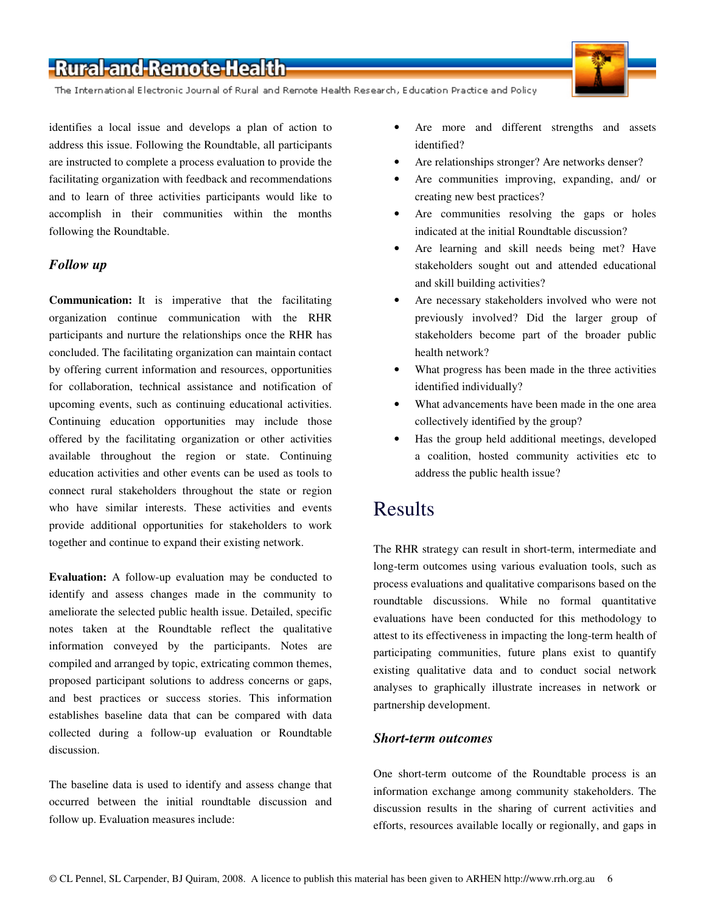identifies a local issue and develops a plan of action to address this issue. Following the Roundtable, all participants are instructed to complete a process evaluation to provide the facilitating organization with feedback and recommendations and to learn of three activities participants would like to accomplish in their communities within the months following the Roundtable.

### *Follow up*

**Communication:** It is imperative that the facilitating organization continue communication with the RHR participants and nurture the relationships once the RHR has concluded. The facilitating organization can maintain contact by offering current information and resources, opportunities for collaboration, technical assistance and notification of upcoming events, such as continuing educational activities. Continuing education opportunities may include those offered by the facilitating organization or other activities available throughout the region or state. Continuing education activities and other events can be used as tools to connect rural stakeholders throughout the state or region who have similar interests. These activities and events provide additional opportunities for stakeholders to work together and continue to expand their existing network.

**Evaluation:** A follow-up evaluation may be conducted to identify and assess changes made in the community to ameliorate the selected public health issue. Detailed, specific notes taken at the Roundtable reflect the qualitative information conveyed by the participants. Notes are compiled and arranged by topic, extricating common themes, proposed participant solutions to address concerns or gaps, and best practices or success stories. This information establishes baseline data that can be compared with data collected during a follow-up evaluation or Roundtable discussion.

The baseline data is used to identify and assess change that occurred between the initial roundtable discussion and follow up. Evaluation measures include:

- Are more and different strengths and assets identified?
- Are relationships stronger? Are networks denser?
- Are communities improving, expanding, and/ or creating new best practices?
- Are communities resolving the gaps or holes indicated at the initial Roundtable discussion?
- Are learning and skill needs being met? Have stakeholders sought out and attended educational and skill building activities?
- Are necessary stakeholders involved who were not previously involved? Did the larger group of stakeholders become part of the broader public health network?
- What progress has been made in the three activities identified individually?
- What advancements have been made in the one area collectively identified by the group?
- Has the group held additional meetings, developed a coalition, hosted community activities etc to address the public health issue?

## Results

The RHR strategy can result in short-term, intermediate and long-term outcomes using various evaluation tools, such as process evaluations and qualitative comparisons based on the roundtable discussions. While no formal quantitative evaluations have been conducted for this methodology to attest to its effectiveness in impacting the long-term health of participating communities, future plans exist to quantify existing qualitative data and to conduct social network analyses to graphically illustrate increases in network or partnership development.

### *Short-term outcomes*

One short-term outcome of the Roundtable process is an information exchange among community stakeholders. The discussion results in the sharing of current activities and efforts, resources available locally or regionally, and gaps in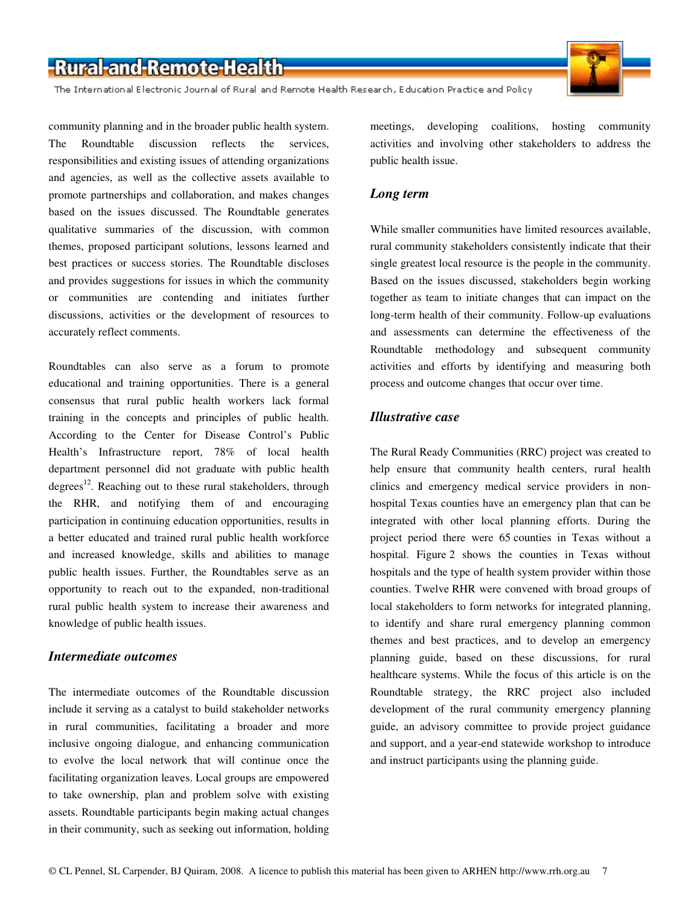community planning and in the broader public health system. The Roundtable discussion reflects the services, responsibilities and existing issues of attending organizations and agencies, as well as the collective assets available to promote partnerships and collaboration, and makes changes based on the issues discussed. The Roundtable generates qualitative summaries of the discussion, with common themes, proposed participant solutions, lessons learned and best practices or success stories. The Roundtable discloses and provides suggestions for issues in which the community or communities are contending and initiates further discussions, activities or the development of resources to accurately reflect comments.

Roundtables can also serve as a forum to promote educational and training opportunities. There is a general consensus that rural public health workers lack formal training in the concepts and principles of public health. According to the Center for Disease Control's Public Health's Infrastructure report, 78% of local health department personnel did not graduate with public health degrees[12]. Reaching out to these rural stakeholders, through the RHR, and notifying them of and encouraging participation in continuing education opportunities, results in a better educated and trained rural public health workforce and increased knowledge, skills and abilities to manage public health issues. Further, the Roundtables serve as an opportunity to reach out to the expanded, non-traditional rural public health system to increase their awareness and knowledge of public health issues.

### *Intermediate outcomes*

The intermediate outcomes of the Roundtable discussion include it serving as a catalyst to build stakeholder networks in rural communities, facilitating a broader and more inclusive ongoing dialogue, and enhancing communication to evolve the local network that will continue once the facilitating organization leaves. Local groups are empowered to take ownership, plan and problem solve with existing assets. Roundtable participants begin making actual changes in their community, such as seeking out information, holding meetings, developing coalitions, hosting community activities and involving other stakeholders to address the public health issue.

### *Long term*

While smaller communities have limited resources available, rural community stakeholders consistently indicate that their single greatest local resource is the people in the community. Based on the issues discussed, stakeholders begin working together as team to initiate changes that can impact on the long-term health of their community. Follow-up evaluations and assessments can determine the effectiveness of the Roundtable methodology and subsequent community activities and efforts by identifying and measuring both process and outcome changes that occur over time.

### *Illustrative case*

The Rural Ready Communities (RRC) project was created to help ensure that community health centers, rural health clinics and emergency medical service providers in non-hospital Texas counties have an emergency plan that can be integrated with other local planning efforts. During the project period there were 65 counties in Texas without a hospital. Figure 2 shows the counties in Texas without hospitals and the type of health system provider within those counties. Twelve RHR were convened with broad groups of local stakeholders to form networks for integrated planning, to identify and share rural emergency planning common themes and best practices, and to develop an emergency planning guide, based on these discussions, for rural healthcare systems. While the focus of this article is on the Roundtable strategy, the RRC project also included development of the rural community emergency planning guide, an advisory committee to provide project guidance and support, and a year-end statewide workshop to introduce and instruct participants using the planning guide.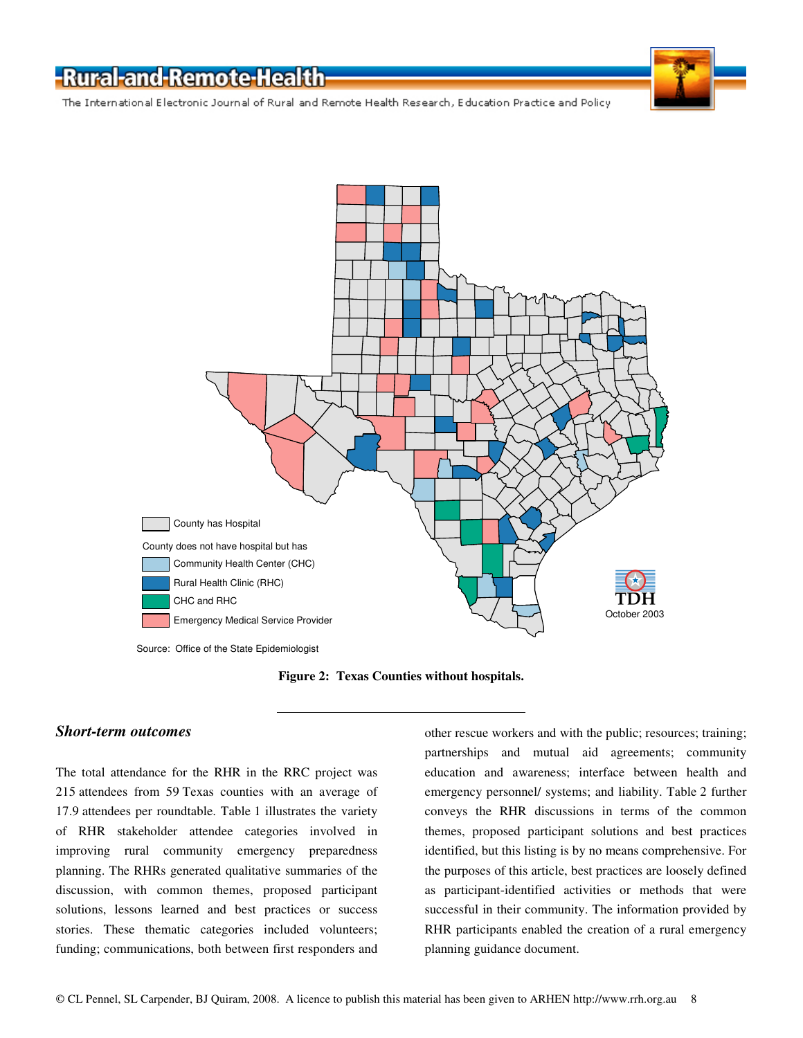County has Hospital

County does not have hospital but has

Community Health Center (CHC)

Rural Health Clinic (RHC)

CHC and RHC

Emergency Medical Service Provider

TDH

October 2003

Source: Office of the State Epidemiologist

**Figure 2: Texas Counties without hospitals.**

---

### *Short-term outcomes*

The total attendance for the RHR in the RRC project was 215 attendees from 59 Texas counties with an average of 17.9 attendees per roundtable. Table 1 illustrates the variety of RHR stakeholder attendee categories involved in improving rural community emergency preparedness planning. The RHRs generated qualitative summaries of the discussion, with common themes, proposed participant solutions, lessons learned and best practices or success stories. These thematic categories included volunteers; funding; communications, both between first responders and other rescue workers and with the public; resources; training; partnerships and mutual aid agreements; community education and awareness; interface between health and emergency personnel/ systems; and liability. Table 2 further conveys the RHR discussions in terms of the common themes, proposed participant solutions and best practices identified, but this listing is by no means comprehensive. For the purposes of this article, best practices are loosely defined as participant-identified activities or methods that were successful in their community. The information provided by RHR participants enabled the creation of a rural emergency planning guidance document.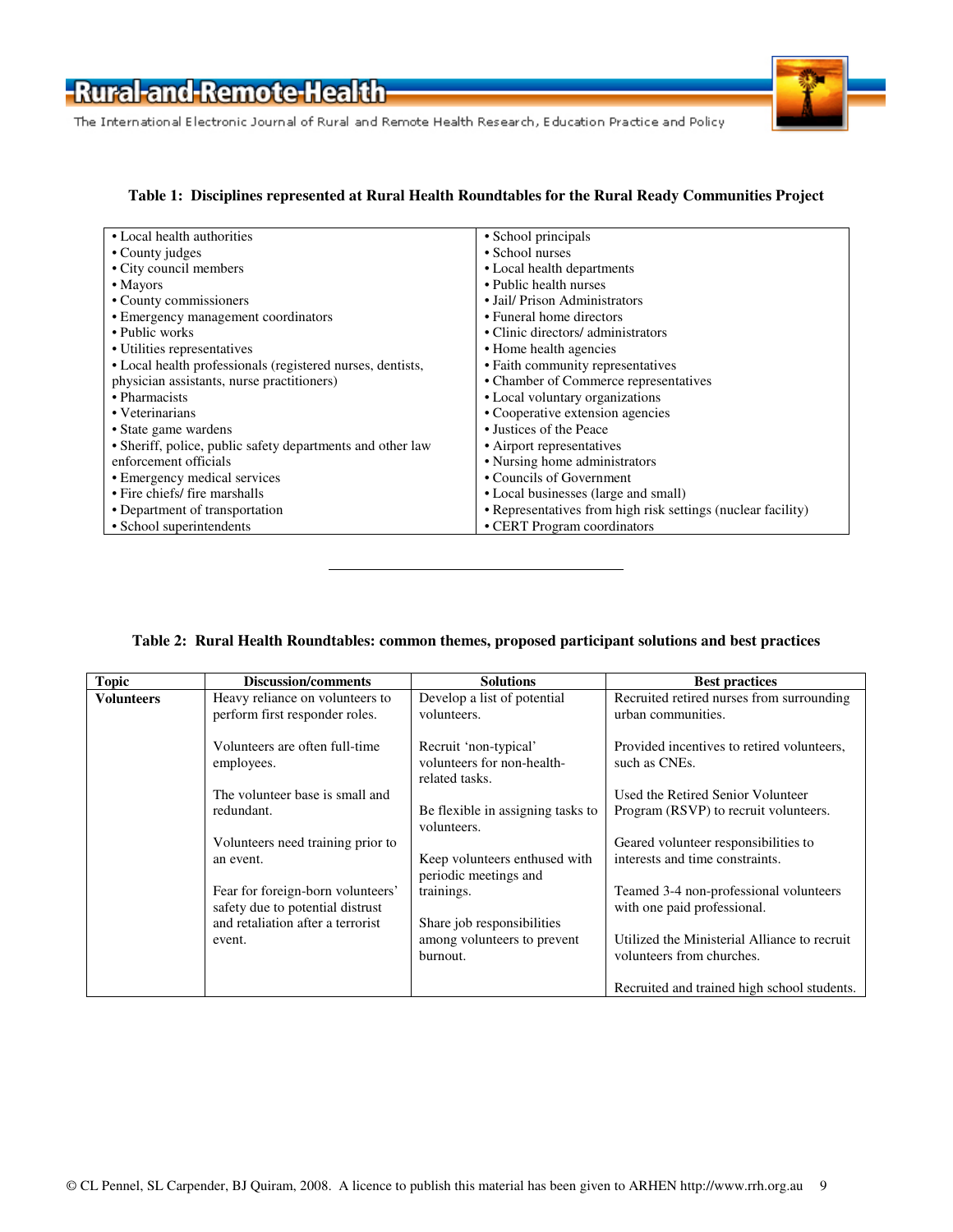**Table 1: Disciplines represented at Rural Health Roundtables for the Rural Ready Communities Project**

| | |
|---|---|
| • Local health authorities | • School principals |
| • County judges | • School nurses |
| • City council members | • Local health departments |
| • Mayors | • Public health nurses |
| • County commissioners | • Jail/ Prison Administrators |
| • Emergency management coordinators | • Funeral home directors |
| • Public works | • Clinic directors/ administrators |
| • Utilities representatives | • Home health agencies |
| • Local health professionals (registered nurses, dentists, physician assistants, nurse practitioners) | • Faith community representatives |
| | • Chamber of Commerce representatives |
| • Pharmacists | • Local voluntary organizations |
| • Veterinarians | • Cooperative extension agencies |
| • State game wardens | • Justices of the Peace |
| • Sheriff, police, public safety departments and other law enforcement officials | • Airport representatives |
| | • Nursing home administrators |
| • Emergency medical services | • Councils of Government |
| • Fire chiefs/ fire marshalls | • Local businesses (large and small) |
| • Department of transportation | • Representatives from high risk settings (nuclear facility) |
| • School superintendents | • CERT Program coordinators |

**Table 2: Rural Health Roundtables: common themes, proposed participant solutions and best practices**

| Topic | Discussion/comments | Solutions | Best practices |
|---|---|---|---|
| **Volunteers** | Heavy reliance on volunteers to perform first responder roles.<br><br>Volunteers are often full-time employees.<br><br>The volunteer base is small and redundant.<br><br>Volunteers need training prior to an event.<br><br>Fear for foreign-born volunteers' safety due to potential distrust and retaliation after a terrorist event. | Develop a list of potential volunteers.<br><br>Recruit 'non-typical' volunteers for non-health-related tasks.<br><br>Be flexible in assigning tasks to volunteers.<br><br>Keep volunteers enthused with periodic meetings and trainings.<br><br>Share job responsibilities among volunteers to prevent burnout. | Recruited retired nurses from surrounding urban communities.<br><br>Provided incentives to retired volunteers, such as CNEs.<br><br>Used the Retired Senior Volunteer Program (RSVP) to recruit volunteers.<br><br>Geared volunteer responsibilities to interests and time constraints.<br><br>Teamed 3-4 non-professional volunteers with one paid professional.<br><br>Utilized the Ministerial Alliance to recruit volunteers from churches.<br><br>Recruited and trained high school students. |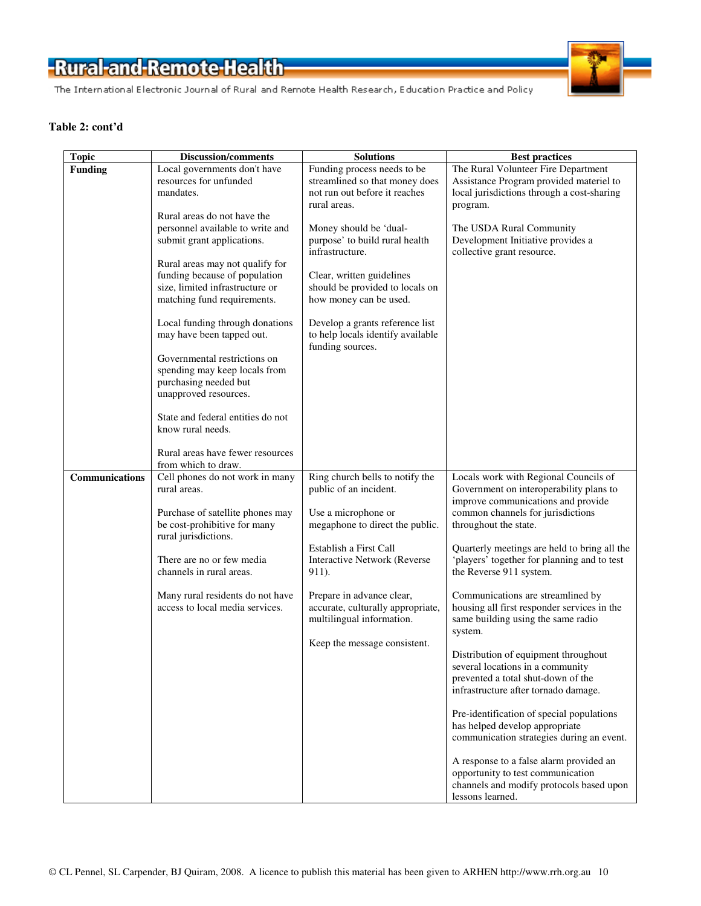**Table 2: cont'd**

| Topic | Discussion/comments | Solutions | Best practices |
|---|---|---|---|
| **Funding** | Local governments don't have resources for unfunded mandates.<br><br>Rural areas do not have the personnel available to write and submit grant applications.<br><br>Rural areas may not qualify for funding because of population size, limited infrastructure or matching fund requirements.<br><br>Local funding through donations may have been tapped out.<br><br>Governmental restrictions on spending may keep locals from purchasing needed but unapproved resources.<br><br>State and federal entities do not know rural needs.<br><br>Rural areas have fewer resources from which to draw. | Funding process needs to be streamlined so that money does not run out before it reaches rural areas.<br><br>Money should be 'dual-purpose' to build rural health infrastructure.<br><br>Clear, written guidelines should be provided to locals on how money can be used.<br><br>Develop a grants reference list to help locals identify available funding sources. | The Rural Volunteer Fire Department Assistance Program provided materiel to local jurisdictions through a cost-sharing program.<br><br>The USDA Rural Community Development Initiative provides a collective grant resource. |
| **Communications** | Cell phones do not work in many rural areas.<br><br>Purchase of satellite phones may be cost-prohibitive for many rural jurisdictions.<br><br>There are no or few media channels in rural areas.<br><br>Many rural residents do not have access to local media services. | Ring church bells to notify the public of an incident.<br><br>Use a microphone or megaphone to direct the public.<br><br>Establish a First Call Interactive Network (Reverse 911).<br><br>Prepare in advance clear, accurate, culturally appropriate, multilingual information.<br><br>Keep the message consistent. | Locals work with Regional Councils of Government on interoperability plans to improve communications and provide common channels for jurisdictions throughout the state.<br><br>Quarterly meetings are held to bring all the 'players' together for planning and to test the Reverse 911 system.<br><br>Communications are streamlined by housing all first responder services in the same building using the same radio system.<br><br>Distribution of equipment throughout several locations in a community prevented a total shut-down of the infrastructure after tornado damage.<br><br>Pre-identification of special populations has helped develop appropriate communication strategies during an event.<br><br>A response to a false alarm provided an opportunity to test communication channels and modify protocols based upon lessons learned. |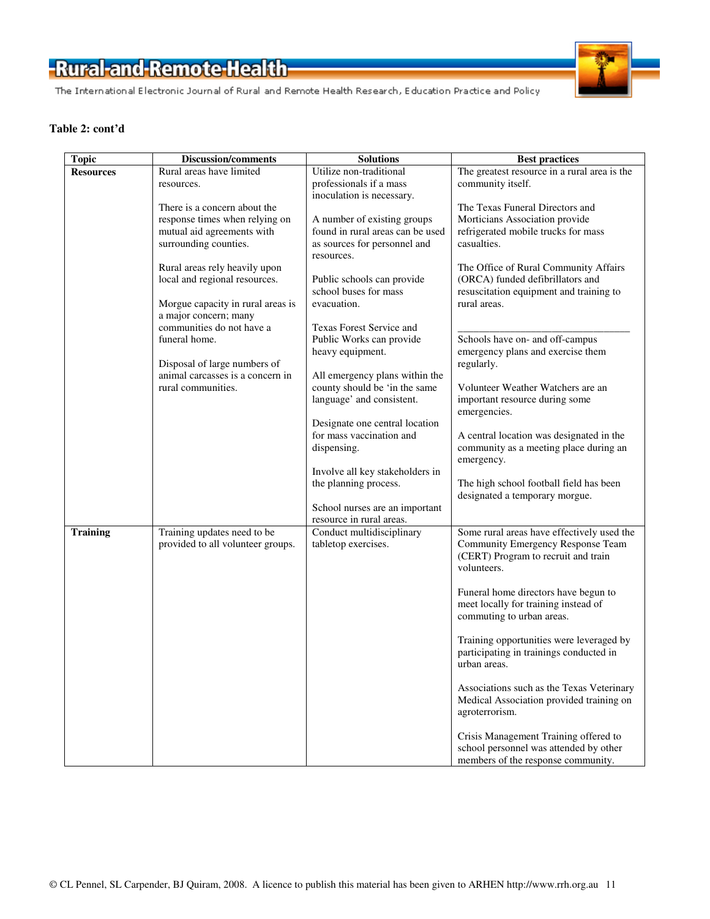**Table 2: cont'd**

| Topic | Discussion/comments | Solutions | Best practices |
|---|---|---|---|
| **Resources** | Rural areas have limited resources.<br><br>There is a concern about the response times when relying on mutual aid agreements with surrounding counties.<br><br>Rural areas rely heavily upon local and regional resources.<br><br>Morgue capacity in rural areas is a major concern; many communities do not have a funeral home.<br><br>Disposal of large numbers of animal carcasses is a concern in rural communities. | Utilize non-traditional professionals if a mass inoculation is necessary.<br><br>A number of existing groups found in rural areas can be used as sources for personnel and resources.<br><br>Public schools can provide school buses for mass evacuation.<br><br>Texas Forest Service and Public Works can provide heavy equipment.<br><br>All emergency plans within the county should be 'in the same language' and consistent.<br><br>Designate one central location for mass vaccination and dispensing.<br><br>Involve all key stakeholders in the planning process.<br><br>School nurses are an important resource in rural areas. | The greatest resource in a rural area is the community itself.<br><br>The Texas Funeral Directors and Morticians Association provide refrigerated mobile trucks for mass casualties.<br><br>The Office of Rural Community Affairs (ORCA) funded defibrillators and resuscitation equipment and training to rural areas.<br><br>___________________________________<br>Schools have on- and off-campus emergency plans and exercise them regularly.<br><br>Volunteer Weather Watchers are an important resource during some emergencies.<br><br>A central location was designated in the community as a meeting place during an emergency.<br><br>The high school football field has been designated a temporary morgue. |
| **Training** | Training updates need to be provided to all volunteer groups. | Conduct multidisciplinary tabletop exercises. | Some rural areas have effectively used the Community Emergency Response Team (CERT) Program to recruit and train volunteers.<br><br>Funeral home directors have begun to meet locally for training instead of commuting to urban areas.<br><br>Training opportunities were leveraged by participating in trainings conducted in urban areas.<br><br>Associations such as the Texas Veterinary Medical Association provided training on agroterrorism.<br><br>Crisis Management Training offered to school personnel was attended by other members of the response community. |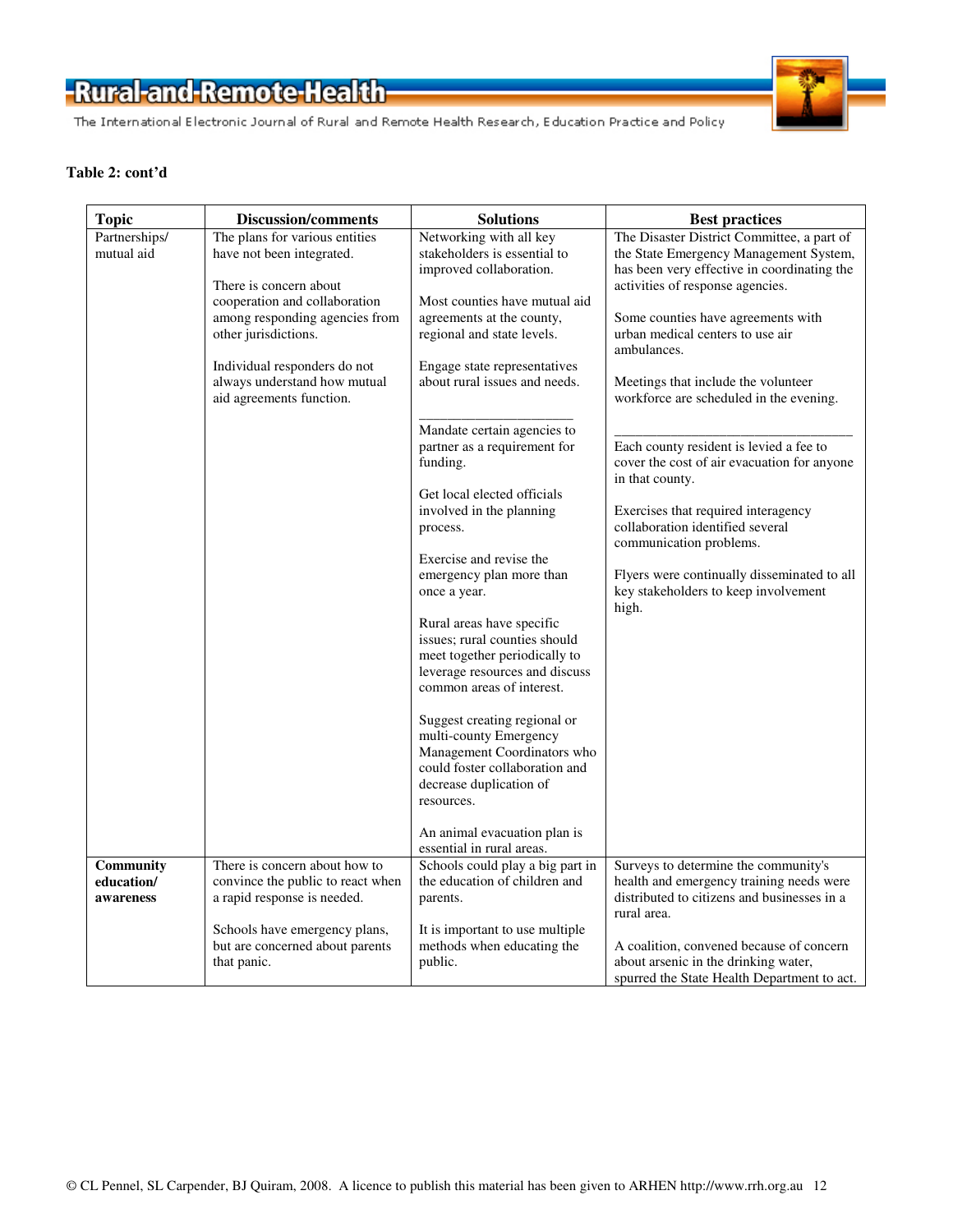**Table 2: cont'd**

| Topic | Discussion/comments | Solutions | Best practices |
|---|---|---|---|
| Partnerships/ mutual aid | The plans for various entities have not been integrated.<br><br>There is concern about cooperation and collaboration among responding agencies from other jurisdictions.<br><br>Individual responders do not always understand how mutual aid agreements function. | Networking with all key stakeholders is essential to improved collaboration.<br><br>Most counties have mutual aid agreements at the county, regional and state levels.<br><br>Engage state representatives about rural issues and needs.<br><br>\_\_\_\_\_\_\_\_\_\_\_\_\_\_\_\_\_\_\_\_\_\_<br>Mandate certain agencies to partner as a requirement for funding.<br><br>Get local elected officials involved in the planning process.<br><br>Exercise and revise the emergency plan more than once a year.<br><br>Rural areas have specific issues; rural counties should meet together periodically to leverage resources and discuss common areas of interest.<br><br>Suggest creating regional or multi-county Emergency Management Coordinators who could foster collaboration and decrease duplication of resources.<br><br>An animal evacuation plan is essential in rural areas. | The Disaster District Committee, a part of the State Emergency Management System, has been very effective in coordinating the activities of response agencies.<br><br>Some counties have agreements with urban medical centers to use air ambulances.<br><br>Meetings that include the volunteer workforce are scheduled in the evening.<br><br>\_\_\_\_\_\_\_\_\_\_\_\_\_\_\_\_\_\_\_\_\_\_\_\_\_\_\_\_\_\_\_\_\_\_<br>Each county resident is levied a fee to cover the cost of air evacuation for anyone in that county.<br><br>Exercises that required interagency collaboration identified several communication problems.<br><br>Flyers were continually disseminated to all key stakeholders to keep involvement high. |
| **Community education/ awareness** | There is concern about how to convince the public to react when a rapid response is needed.<br><br>Schools have emergency plans, but are concerned about parents that panic. | Schools could play a big part in the education of children and parents.<br><br>It is important to use multiple methods when educating the public. | Surveys to determine the community's health and emergency training needs were distributed to citizens and businesses in a rural area.<br><br>A coalition, convened because of concern about arsenic in the drinking water, spurred the State Health Department to act. |

© CL Pennel, SL Carpender, BJ Quiram, 2008. A licence to publish this material has been given to ARHEN http://www.rrh.org.au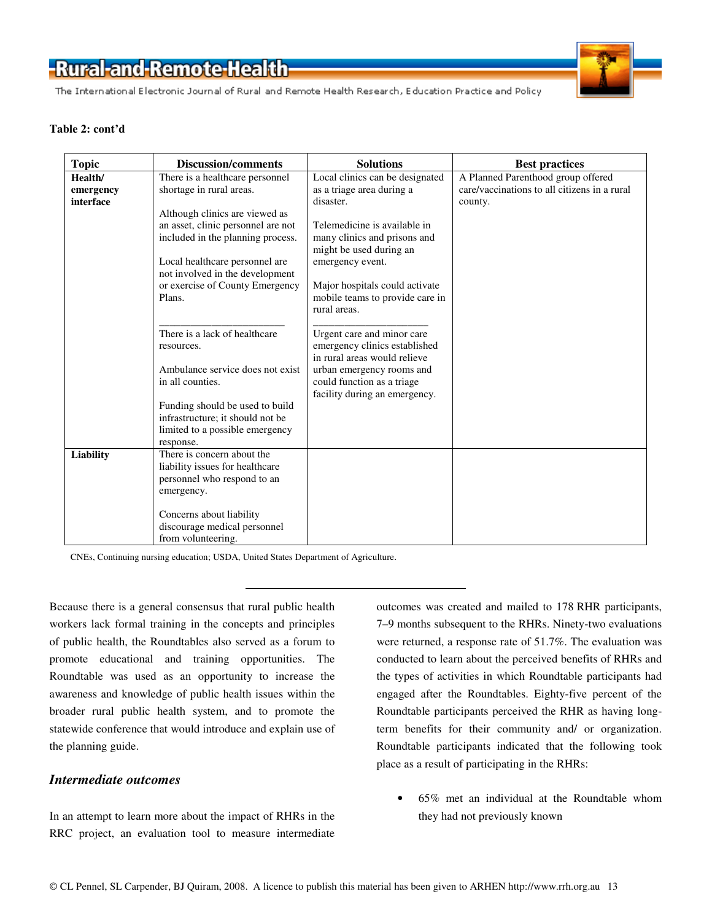**Table 2: cont'd**

| Topic | Discussion/comments | Solutions | Best practices |
|---|---|---|---|
| **Health/ emergency interface** | There is a healthcare personnel shortage in rural areas.<br><br>Although clinics are viewed as an asset, clinic personnel are not included in the planning process.<br><br>Local healthcare personnel are not involved in the development or exercise of County Emergency Plans.<br><br>\_\_\_\_\_\_\_\_\_\_\_\_\_\_\_\_\_\_\_\_\_\_<br>There is a lack of healthcare resources.<br><br>Ambulance service does not exist in all counties.<br><br>Funding should be used to build infrastructure; it should not be limited to a possible emergency response. | Local clinics can be designated as a triage area during a disaster.<br><br>Telemedicine is available in many clinics and prisons and might be used during an emergency event.<br><br>Major hospitals could activate mobile teams to provide care in rural areas.<br><br>\_\_\_\_\_\_\_\_\_\_\_\_\_\_\_\_\_\_\_\_\_\_<br>Urgent care and minor care emergency clinics established in rural areas would relieve urban emergency rooms and could function as a triage facility during an emergency. | A Planned Parenthood group offered care/vaccinations to all citizens in a rural county. |
| **Liability** | There is concern about the liability issues for healthcare personnel who respond to an emergency.<br><br>Concerns about liability discourage medical personnel from volunteering. | | |

CNEs, Continuing nursing education; USDA, United States Department of Agriculture.

Because there is a general consensus that rural public health workers lack formal training in the concepts and principles of public health, the Roundtables also served as a forum to promote educational and training opportunities. The Roundtable was used as an opportunity to increase the awareness and knowledge of public health issues within the broader rural public health system, and to promote the statewide conference that would introduce and explain use of the planning guide.

### *Intermediate outcomes*

In an attempt to learn more about the impact of RHRs in the RRC project, an evaluation tool to measure intermediate outcomes was created and mailed to 178 RHR participants, 7–9 months subsequent to the RHRs. Ninety-two evaluations were returned, a response rate of 51.7%. The evaluation was conducted to learn about the perceived benefits of RHRs and the types of activities in which Roundtable participants had engaged after the Roundtables. Eighty-five percent of the Roundtable participants perceived the RHR as having long-term benefits for their community and/ or organization. Roundtable participants indicated that the following took place as a result of participating in the RHRs:

- 65% met an individual at the Roundtable whom they had not previously known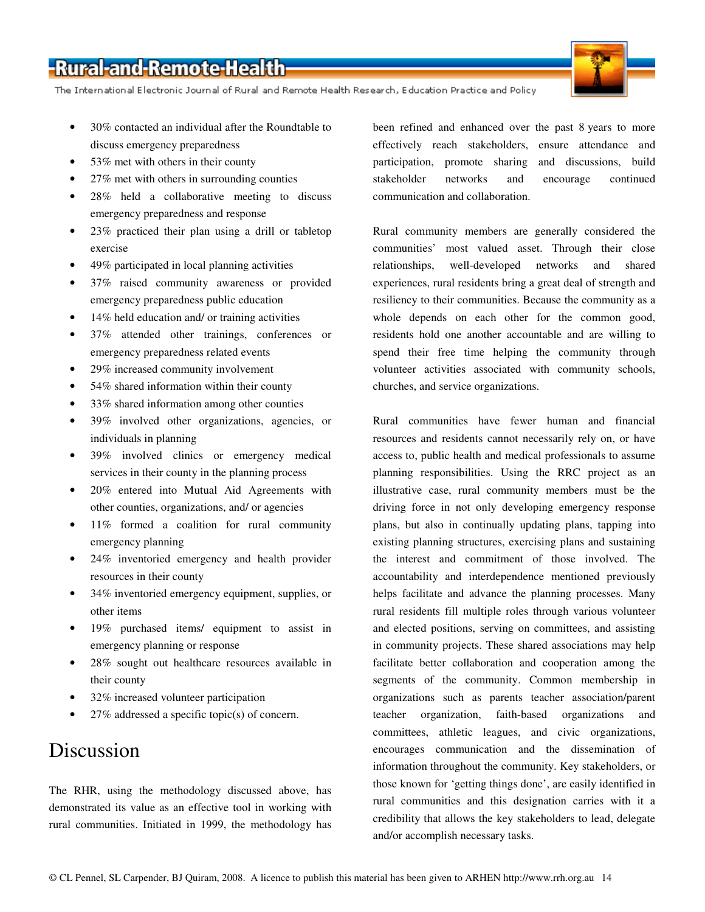- 30% contacted an individual after the Roundtable to discuss emergency preparedness
- 53% met with others in their county
- 27% met with others in surrounding counties
- 28% held a collaborative meeting to discuss emergency preparedness and response
- 23% practiced their plan using a drill or tabletop exercise
- 49% participated in local planning activities
- 37% raised community awareness or provided emergency preparedness public education
- 14% held education and/ or training activities
- 37% attended other trainings, conferences or emergency preparedness related events
- 29% increased community involvement
- 54% shared information within their county
- 33% shared information among other counties
- 39% involved other organizations, agencies, or individuals in planning
- 39% involved clinics or emergency medical services in their county in the planning process
- 20% entered into Mutual Aid Agreements with other counties, organizations, and/ or agencies
- 11% formed a coalition for rural community emergency planning
- 24% inventoried emergency and health provider resources in their county
- 34% inventoried emergency equipment, supplies, or other items
- 19% purchased items/ equipment to assist in emergency planning or response
- 28% sought out healthcare resources available in their county
- 32% increased volunteer participation
- 27% addressed a specific topic(s) of concern.

# Discussion

The RHR, using the methodology discussed above, has demonstrated its value as an effective tool in working with rural communities. Initiated in 1999, the methodology has been refined and enhanced over the past 8 years to more effectively reach stakeholders, ensure attendance and participation, promote sharing and discussions, build stakeholder networks and encourage continued communication and collaboration.

Rural community members are generally considered the communities' most valued asset. Through their close relationships, well-developed networks and shared experiences, rural residents bring a great deal of strength and resiliency to their communities. Because the community as a whole depends on each other for the common good, residents hold one another accountable and are willing to spend their free time helping the community through volunteer activities associated with community schools, churches, and service organizations.

Rural communities have fewer human and financial resources and residents cannot necessarily rely on, or have access to, public health and medical professionals to assume planning responsibilities. Using the RRC project as an illustrative case, rural community members must be the driving force in not only developing emergency response plans, but also in continually updating plans, tapping into existing planning structures, exercising plans and sustaining the interest and commitment of those involved. The accountability and interdependence mentioned previously helps facilitate and advance the planning processes. Many rural residents fill multiple roles through various volunteer and elected positions, serving on committees, and assisting in community projects. These shared associations may help facilitate better collaboration and cooperation among the segments of the community. Common membership in organizations such as parents teacher association/parent teacher organization, faith-based organizations and committees, athletic leagues, and civic organizations, encourages communication and the dissemination of information throughout the community. Key stakeholders, or those known for 'getting things done', are easily identified in rural communities and this designation carries with it a credibility that allows the key stakeholders to lead, delegate and/or accomplish necessary tasks.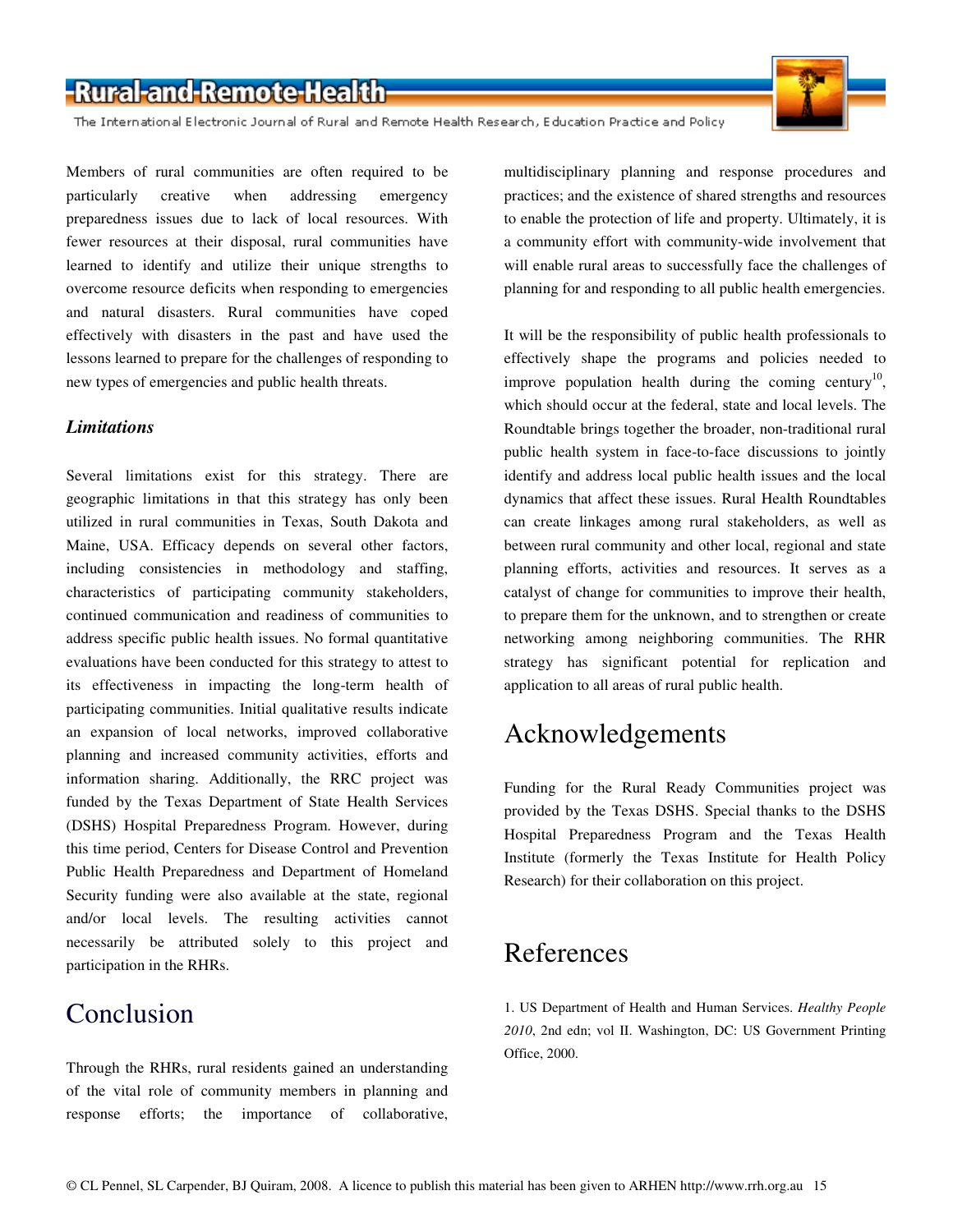Members of rural communities are often required to be particularly creative when addressing emergency preparedness issues due to lack of local resources. With fewer resources at their disposal, rural communities have learned to identify and utilize their unique strengths to overcome resource deficits when responding to emergencies and natural disasters. Rural communities have coped effectively with disasters in the past and have used the lessons learned to prepare for the challenges of responding to new types of emergencies and public health threats.

### *Limitations*

Several limitations exist for this strategy. There are geographic limitations in that this strategy has only been utilized in rural communities in Texas, South Dakota and Maine, USA. Efficacy depends on several other factors, including consistencies in methodology and staffing, characteristics of participating community stakeholders, continued communication and readiness of communities to address specific public health issues. No formal quantitative evaluations have been conducted for this strategy to attest to its effectiveness in impacting the long-term health of participating communities. Initial qualitative results indicate an expansion of local networks, improved collaborative planning and increased community activities, efforts and information sharing. Additionally, the RRC project was funded by the Texas Department of State Health Services (DSHS) Hospital Preparedness Program. However, during this time period, Centers for Disease Control and Prevention Public Health Preparedness and Department of Homeland Security funding were also available at the state, regional and/or local levels. The resulting activities cannot necessarily be attributed solely to this project and participation in the RHRs.

## Conclusion

Through the RHRs, rural residents gained an understanding of the vital role of community members in planning and response efforts; the importance of collaborative, multidisciplinary planning and response procedures and practices; and the existence of shared strengths and resources to enable the protection of life and property. Ultimately, it is a community effort with community-wide involvement that will enable rural areas to successfully face the challenges of planning for and responding to all public health emergencies.

It will be the responsibility of public health professionals to effectively shape the programs and policies needed to improve population health during the coming century[10], which should occur at the federal, state and local levels. The Roundtable brings together the broader, non-traditional rural public health system in face-to-face discussions to jointly identify and address local public health issues and the local dynamics that affect these issues. Rural Health Roundtables can create linkages among rural stakeholders, as well as between rural community and other local, regional and state planning efforts, activities and resources. It serves as a catalyst of change for communities to improve their health, to prepare them for the unknown, and to strengthen or create networking among neighboring communities. The RHR strategy has significant potential for replication and application to all areas of rural public health.

## Acknowledgements

Funding for the Rural Ready Communities project was provided by the Texas DSHS. Special thanks to the DSHS Hospital Preparedness Program and the Texas Health Institute (formerly the Texas Institute for Health Policy Research) for their collaboration on this project.

## References

1. US Department of Health and Human Services. *Healthy People 2010*, 2nd edn; vol II. Washington, DC: US Government Printing Office, 2000.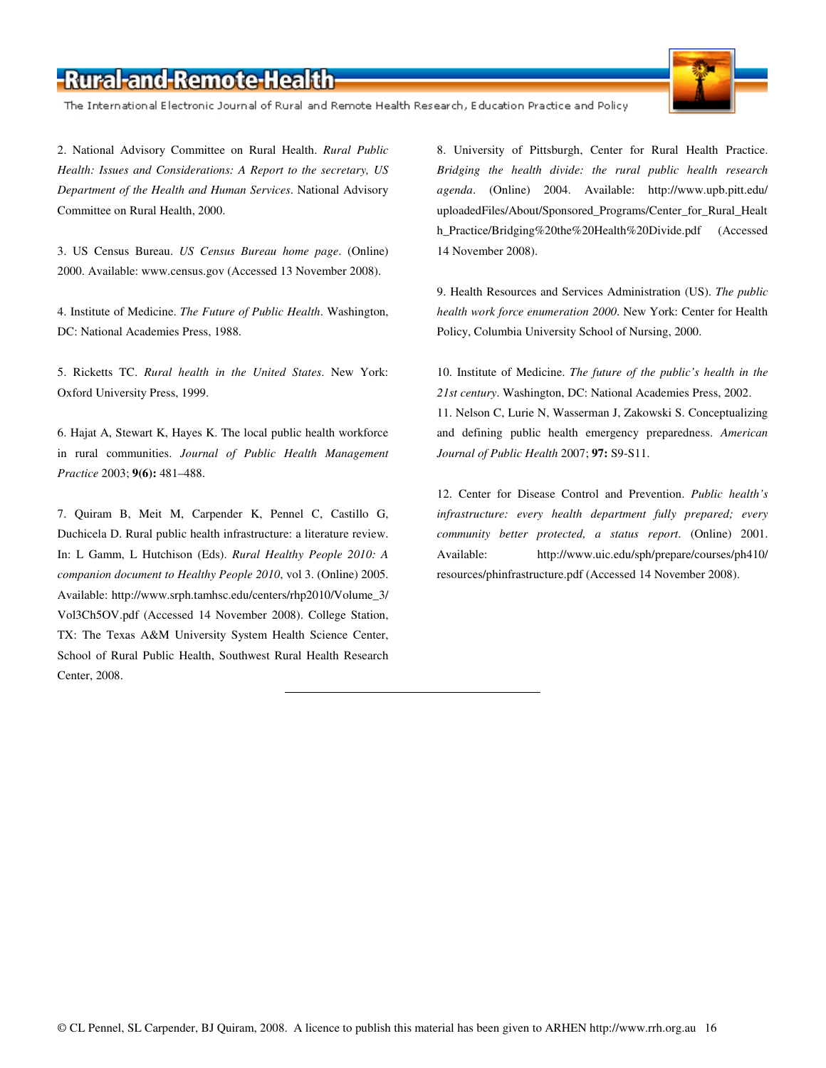2. National Advisory Committee on Rural Health. *Rural Public Health: Issues and Considerations: A Report to the secretary, US Department of the Health and Human Services*. National Advisory Committee on Rural Health, 2000.

3. US Census Bureau. *US Census Bureau home page*. (Online) 2000. Available: www.census.gov (Accessed 13 November 2008).

4. Institute of Medicine. *The Future of Public Health*. Washington, DC: National Academies Press, 1988.

5. Ricketts TC. *Rural health in the United States*. New York: Oxford University Press, 1999.

6. Hajat A, Stewart K, Hayes K. The local public health workforce in rural communities. *Journal of Public Health Management Practice* 2003; **9(6):** 481–488.

7. Quiram B, Meit M, Carpender K, Pennel C, Castillo G, Duchicela D. Rural public health infrastructure: a literature review. In: L Gamm, L Hutchison (Eds). *Rural Healthy People 2010: A companion document to Healthy People 2010*, vol 3. (Online) 2005. Available: http://www.srph.tamhsc.edu/centers/rhp2010/Volume_3/Vol3Ch5OV.pdf (Accessed 14 November 2008). College Station, TX: The Texas A&M University System Health Science Center, School of Rural Public Health, Southwest Rural Health Research Center, 2008.

8. University of Pittsburgh, Center for Rural Health Practice. *Bridging the health divide: the rural public health research agenda*. (Online) 2004. Available: http://www.upb.pitt.edu/uploadedFiles/About/Sponsored_Programs/Center_for_Rural_Health_Practice/Bridging%20the%20Health%20Divide.pdf (Accessed 14 November 2008).

9. Health Resources and Services Administration (US). *The public health work force enumeration 2000*. New York: Center for Health Policy, Columbia University School of Nursing, 2000.

10. Institute of Medicine. *The future of the public's health in the 21st century*. Washington, DC: National Academies Press, 2002.

11. Nelson C, Lurie N, Wasserman J, Zakowski S. Conceptualizing and defining public health emergency preparedness. *American Journal of Public Health* 2007; **97:** S9-S11.

12. Center for Disease Control and Prevention. *Public health's infrastructure: every health department fully prepared; every community better protected, a status report*. (Online) 2001. Available: http://www.uic.edu/sph/prepare/courses/ph410/resources/phinfrastructure.pdf (Accessed 14 November 2008).

© CL Pennel, SL Carpender, BJ Quiram, 2008. A licence to publish this material has been given to ARHEN http://www.rrh.org.au